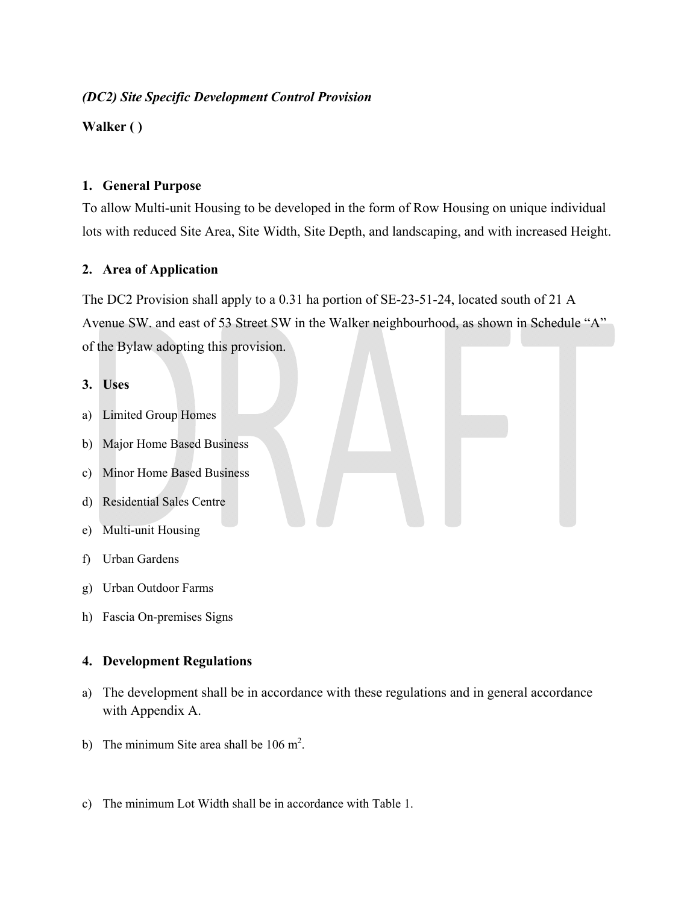*(DC2) Site Specific Development Control Provision*

**Walker ( )**

## 1. General Purpose

To allow Multi-unit Housing to be developed in the form of Row Housing on unique individual lots with reduced Site Area, Site Width, Site Depth, and landscaping, and with increased Height.

## 2. Area of Application

The DC2 Provision shall apply to a 0.31 ha portion of SE-23-51-24, located south of 21 A Avenue SW. and east of 53 Street SW in the Walker neighbourhood, as shown in Schedule "A" of the Bylaw adopting this provision.

## 3. Uses

a) Limited Group Homes

b) Major Home Based Business

c) Minor Home Based Business

d) Residential Sales Centre

e) Multi-unit Housing

f) Urban Gardens

g) Urban Outdoor Farms

h) Fascia On-premises Signs

## 4. Development Regulations

a) The development shall be in accordance with these regulations and in general accordance with Appendix A.

b) The minimum Site area shall be 106 $m^2$.

c) The minimum Lot Width shall be in accordance with Table 1.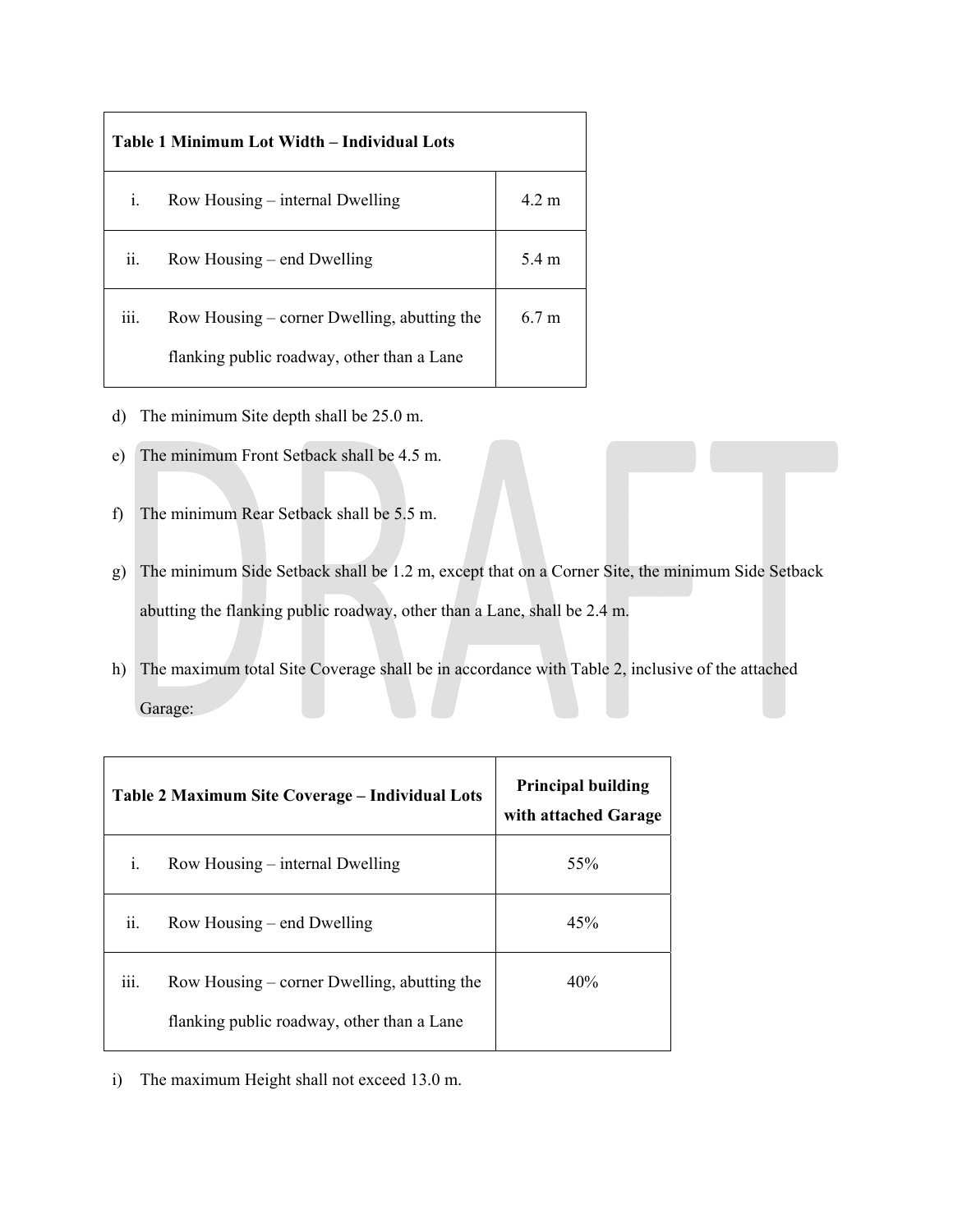| Table 1 Minimum Lot Width – Individual Lots | | |
|---|---|---|
| i. | Row Housing – internal Dwelling | 4.2 m |
| ii. | Row Housing – end Dwelling | 5.4 m |
| iii. | Row Housing – corner Dwelling, abutting the flanking public roadway, other than a Lane | 6.7 m |

d) The minimum Site depth shall be 25.0 m.

e) The minimum Front Setback shall be 4.5 m.

f) The minimum Rear Setback shall be 5.5 m.

g) The minimum Side Setback shall be 1.2 m, except that on a Corner Site, the minimum Side Setback abutting the flanking public roadway, other than a Lane, shall be 2.4 m.

h) The maximum total Site Coverage shall be in accordance with Table 2, inclusive of the attached Garage:

| Table 2 Maximum Site Coverage – Individual Lots | | Principal building with attached Garage |
|---|---|---|
| i. | Row Housing – internal Dwelling | 55% |
| ii. | Row Housing – end Dwelling | 45% |
| iii. | Row Housing – corner Dwelling, abutting the flanking public roadway, other than a Lane | 40% |

i) The maximum Height shall not exceed 13.0 m.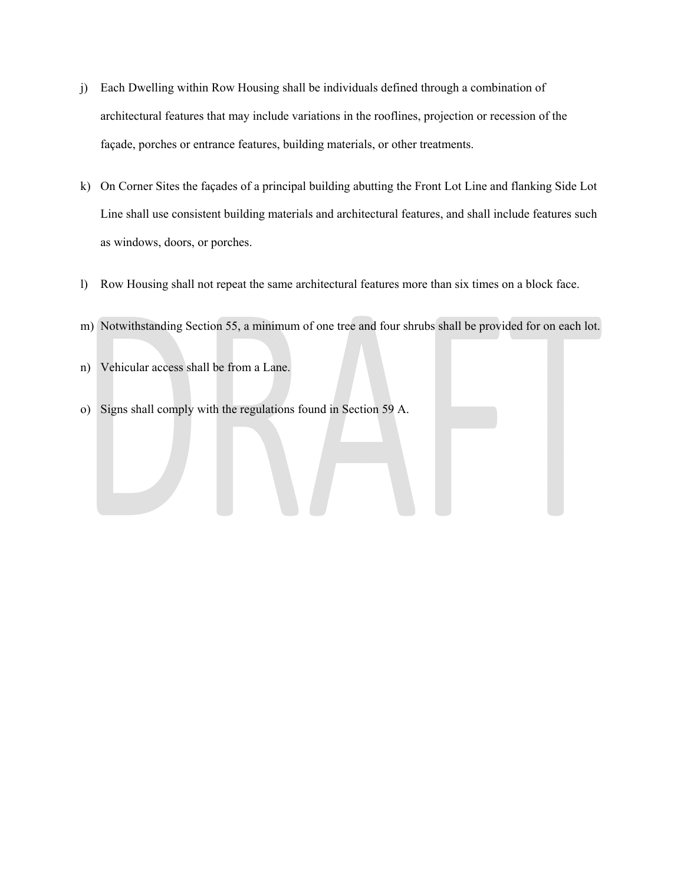j) Each Dwelling within Row Housing shall be individuals defined through a combination of architectural features that may include variations in the rooflines, projection or recession of the façade, porches or entrance features, building materials, or other treatments.

k) On Corner Sites the façades of a principal building abutting the Front Lot Line and flanking Side Lot Line shall use consistent building materials and architectural features, and shall include features such as windows, doors, or porches.

l) Row Housing shall not repeat the same architectural features more than six times on a block face.

m) Notwithstanding Section 55, a minimum of one tree and four shrubs shall be provided for on each lot.

n) Vehicular access shall be from a Lane.

o) Signs shall comply with the regulations found in Section 59 A.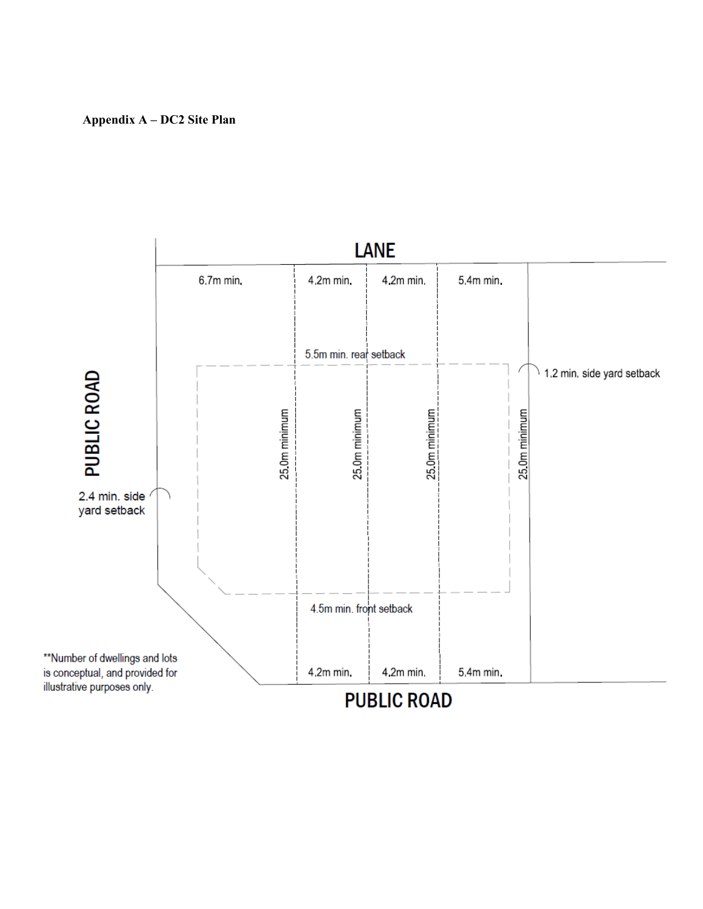**Appendix A – DC2 Site Plan**

LANE

6.7m min.

4.2m min.

4.2m min.

5.4m min.

5.5m min. rear setback

1.2 min. side yard setback

PUBLIC ROAD

25.0m minimum

25.0m minimum

25.0m minimum

25.0m minimum

2.4 min. side yard setback

4.5m min. front setback

4.2m min.

4.2m min.

5.4m min.

PUBLIC ROAD

**Number of dwellings and lots is conceptual, and provided for illustrative purposes only.